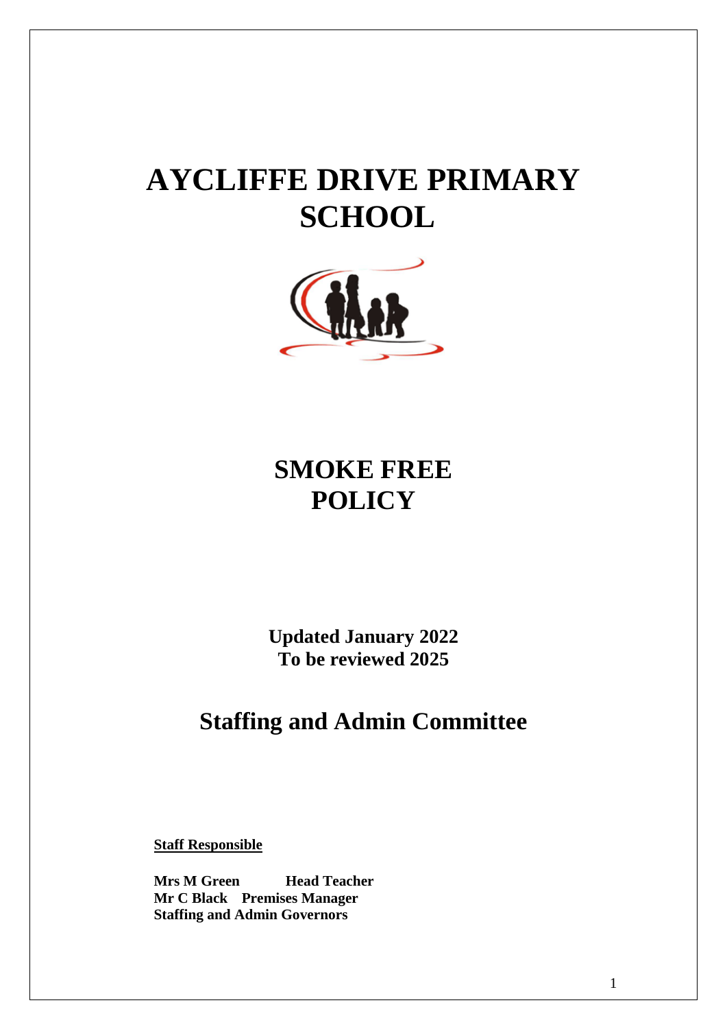# AYCLIFFE DRIVE PRIMARY SCHOOL

## SMOKE FREE POLICY

**Updated January 2022**
**To be reviewed 2025**

## Staffing and Admin Committee

**Staff Responsible**

**Mrs M Green** **Head Teacher**
**Mr C Black** **Premises Manager**
**Staffing and Admin Governors**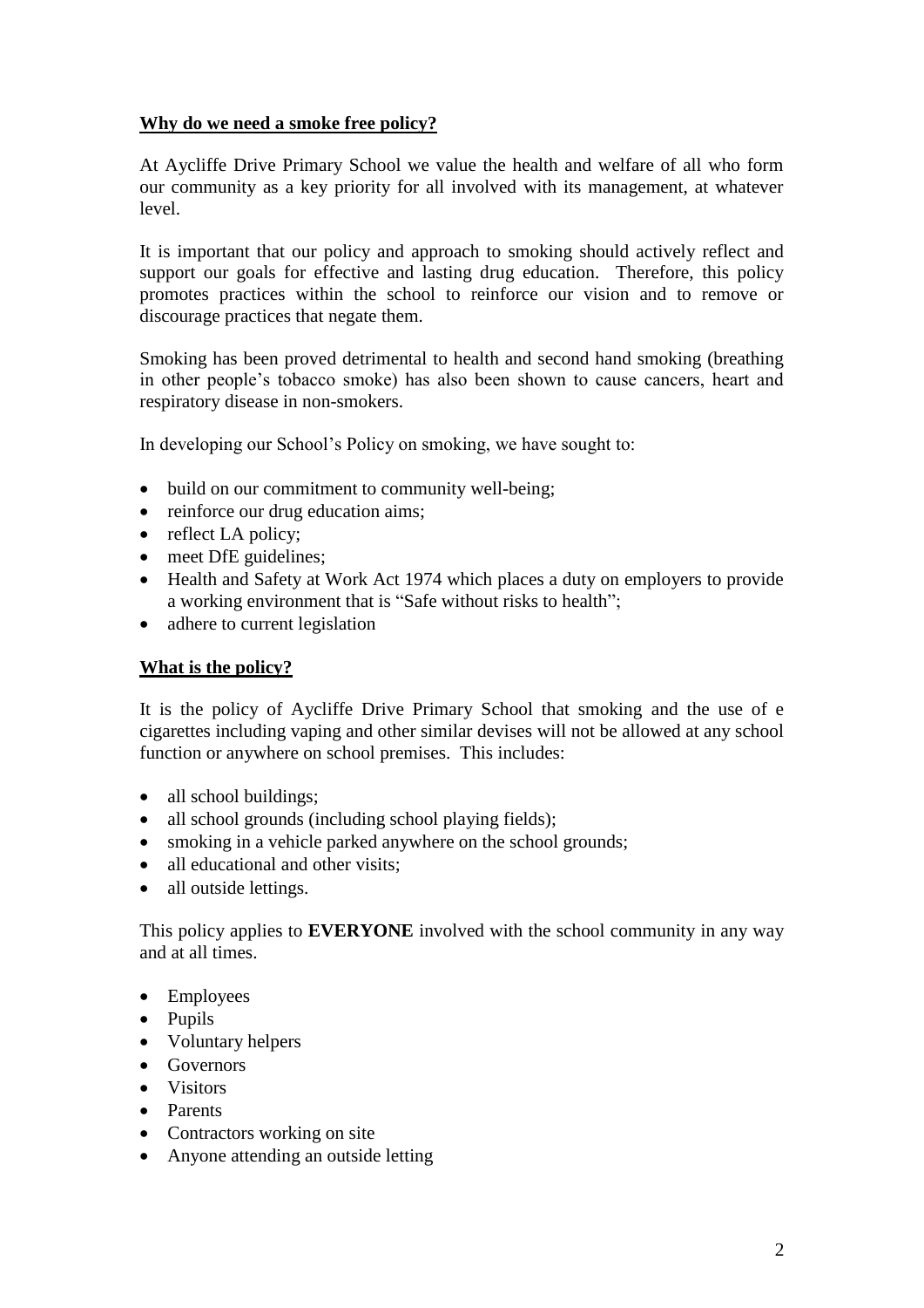## **Why do we need a smoke free policy?**

At Aycliffe Drive Primary School we value the health and welfare of all who form our community as a key priority for all involved with its management, at whatever level.

It is important that our policy and approach to smoking should actively reflect and support our goals for effective and lasting drug education. Therefore, this policy promotes practices within the school to reinforce our vision and to remove or discourage practices that negate them.

Smoking has been proved detrimental to health and second hand smoking (breathing in other people's tobacco smoke) has also been shown to cause cancers, heart and respiratory disease in non-smokers.

In developing our School's Policy on smoking, we have sought to:

- build on our commitment to community well-being;
- reinforce our drug education aims;
- reflect LA policy;
- meet DfE guidelines;
- Health and Safety at Work Act 1974 which places a duty on employers to provide a working environment that is "Safe without risks to health";
- adhere to current legislation

## **What is the policy?**

It is the policy of Aycliffe Drive Primary School that smoking and the use of e cigarettes including vaping and other similar devises will not be allowed at any school function or anywhere on school premises. This includes:

- all school buildings;
- all school grounds (including school playing fields);
- smoking in a vehicle parked anywhere on the school grounds;
- all educational and other visits;
- all outside lettings.

This policy applies to **EVERYONE** involved with the school community in any way and at all times.

- Employees
- Pupils
- Voluntary helpers
- Governors
- Visitors
- Parents
- Contractors working on site
- Anyone attending an outside letting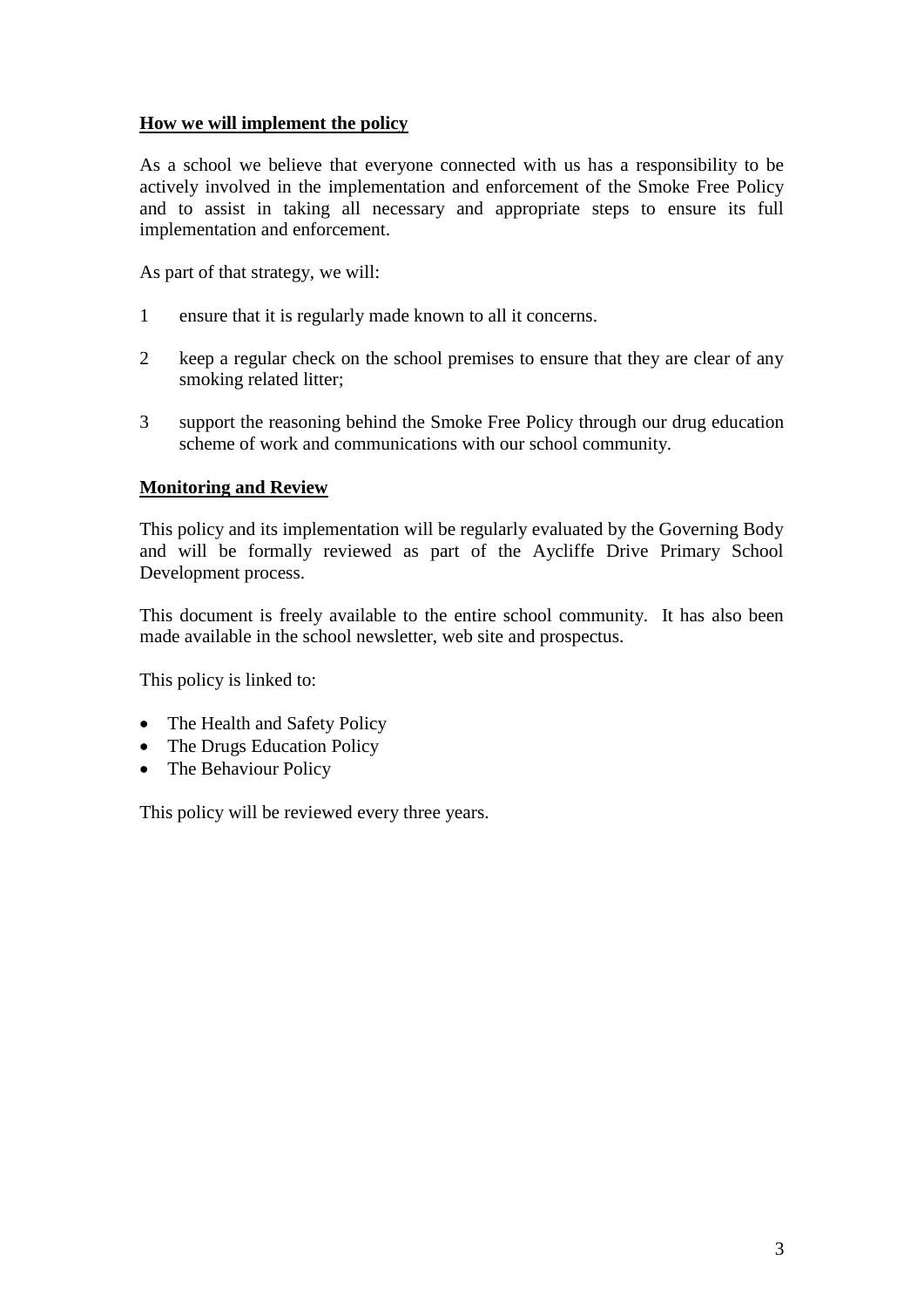## How we will implement the policy

As a school we believe that everyone connected with us has a responsibility to be actively involved in the implementation and enforcement of the Smoke Free Policy and to assist in taking all necessary and appropriate steps to ensure its full implementation and enforcement.

As part of that strategy, we will:

1 ensure that it is regularly made known to all it concerns.

2 keep a regular check on the school premises to ensure that they are clear of any smoking related litter;

3 support the reasoning behind the Smoke Free Policy through our drug education scheme of work and communications with our school community.

## Monitoring and Review

This policy and its implementation will be regularly evaluated by the Governing Body and will be formally reviewed as part of the Aycliffe Drive Primary School Development process.

This document is freely available to the entire school community. It has also been made available in the school newsletter, web site and prospectus.

This policy is linked to:

- The Health and Safety Policy
- The Drugs Education Policy
- The Behaviour Policy

This policy will be reviewed every three years.